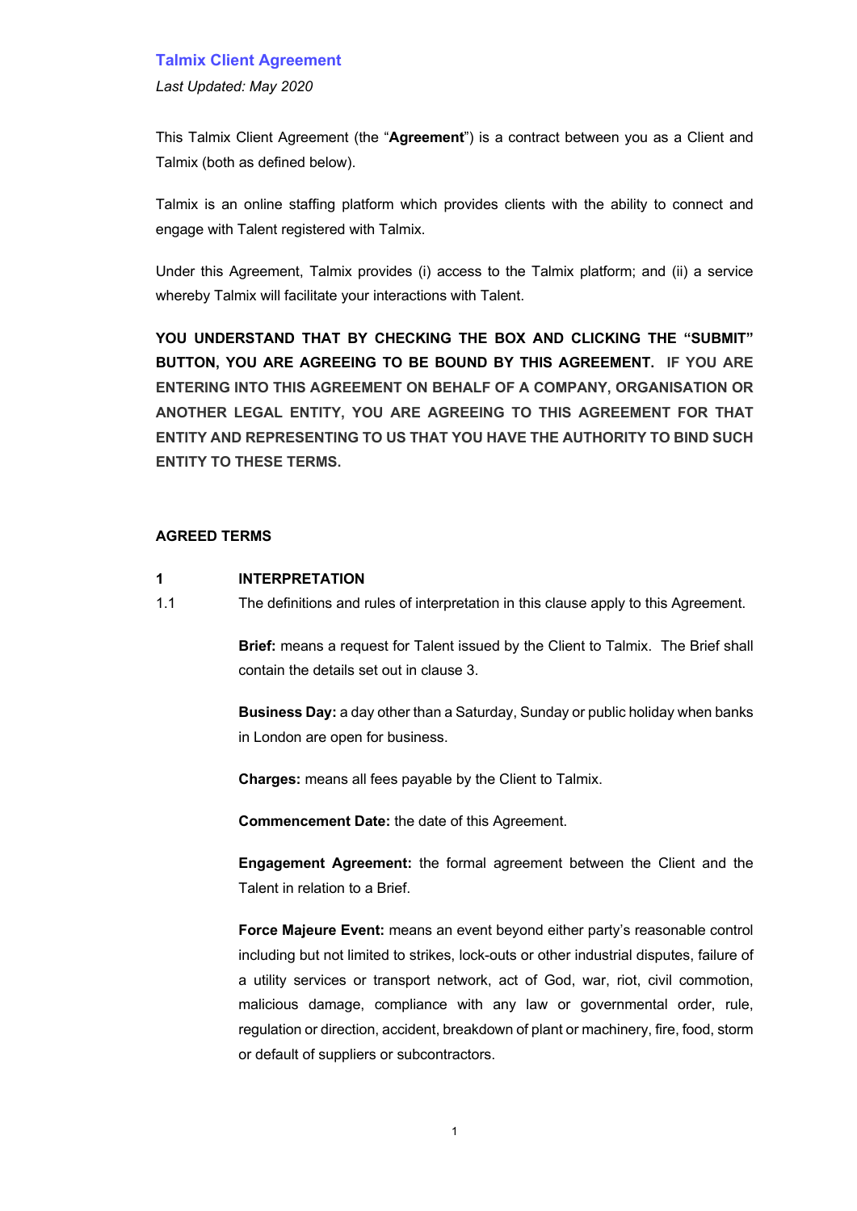# Talmix Client Agreement

*Last Updated: May 2020*

This Talmix Client Agreement (the "**Agreement**") is a contract between you as a Client and Talmix (both as defined below).

Talmix is an online staffing platform which provides clients with the ability to connect and engage with Talent registered with Talmix.

Under this Agreement, Talmix provides (i) access to the Talmix platform; and (ii) a service whereby Talmix will facilitate your interactions with Talent.

**YOU UNDERSTAND THAT BY CHECKING THE BOX AND CLICKING THE "SUBMIT" BUTTON, YOU ARE AGREEING TO BE BOUND BY THIS AGREEMENT. IF YOU ARE ENTERING INTO THIS AGREEMENT ON BEHALF OF A COMPANY, ORGANISATION OR ANOTHER LEGAL ENTITY, YOU ARE AGREEING TO THIS AGREEMENT FOR THAT ENTITY AND REPRESENTING TO US THAT YOU HAVE THE AUTHORITY TO BIND SUCH ENTITY TO THESE TERMS.**

## AGREED TERMS

### 1 INTERPRETATION

1.1 The definitions and rules of interpretation in this clause apply to this Agreement.

**Brief:** means a request for Talent issued by the Client to Talmix. The Brief shall contain the details set out in clause 3.

**Business Day:** a day other than a Saturday, Sunday or public holiday when banks in London are open for business.

**Charges:** means all fees payable by the Client to Talmix.

**Commencement Date:** the date of this Agreement.

**Engagement Agreement:** the formal agreement between the Client and the Talent in relation to a Brief.

**Force Majeure Event:** means an event beyond either party's reasonable control including but not limited to strikes, lock-outs or other industrial disputes, failure of a utility services or transport network, act of God, war, riot, civil commotion, malicious damage, compliance with any law or governmental order, rule, regulation or direction, accident, breakdown of plant or machinery, fire, food, storm or default of suppliers or subcontractors.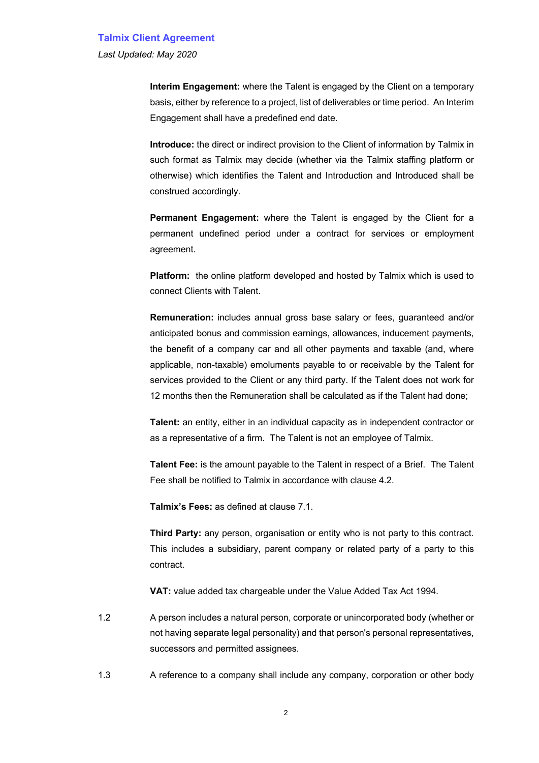**Interim Engagement:** where the Talent is engaged by the Client on a temporary basis, either by reference to a project, list of deliverables or time period. An Interim Engagement shall have a predefined end date.

**Introduce:** the direct or indirect provision to the Client of information by Talmix in such format as Talmix may decide (whether via the Talmix staffing platform or otherwise) which identifies the Talent and Introduction and Introduced shall be construed accordingly.

**Permanent Engagement:** where the Talent is engaged by the Client for a permanent undefined period under a contract for services or employment agreement.

**Platform:** the online platform developed and hosted by Talmix which is used to connect Clients with Talent.

**Remuneration:** includes annual gross base salary or fees, guaranteed and/or anticipated bonus and commission earnings, allowances, inducement payments, the benefit of a company car and all other payments and taxable (and, where applicable, non-taxable) emoluments payable to or receivable by the Talent for services provided to the Client or any third party. If the Talent does not work for 12 months then the Remuneration shall be calculated as if the Talent had done;

**Talent:** an entity, either in an individual capacity as in independent contractor or as a representative of a firm. The Talent is not an employee of Talmix.

**Talent Fee:** is the amount payable to the Talent in respect of a Brief. The Talent Fee shall be notified to Talmix in accordance with clause 4.2.

**Talmix's Fees:** as defined at clause 7.1.

**Third Party:** any person, organisation or entity who is not party to this contract. This includes a subsidiary, parent company or related party of a party to this contract.

**VAT:** value added tax chargeable under the Value Added Tax Act 1994.

1.2 A person includes a natural person, corporate or unincorporated body (whether or not having separate legal personality) and that person's personal representatives, successors and permitted assignees.

1.3 A reference to a company shall include any company, corporation or other body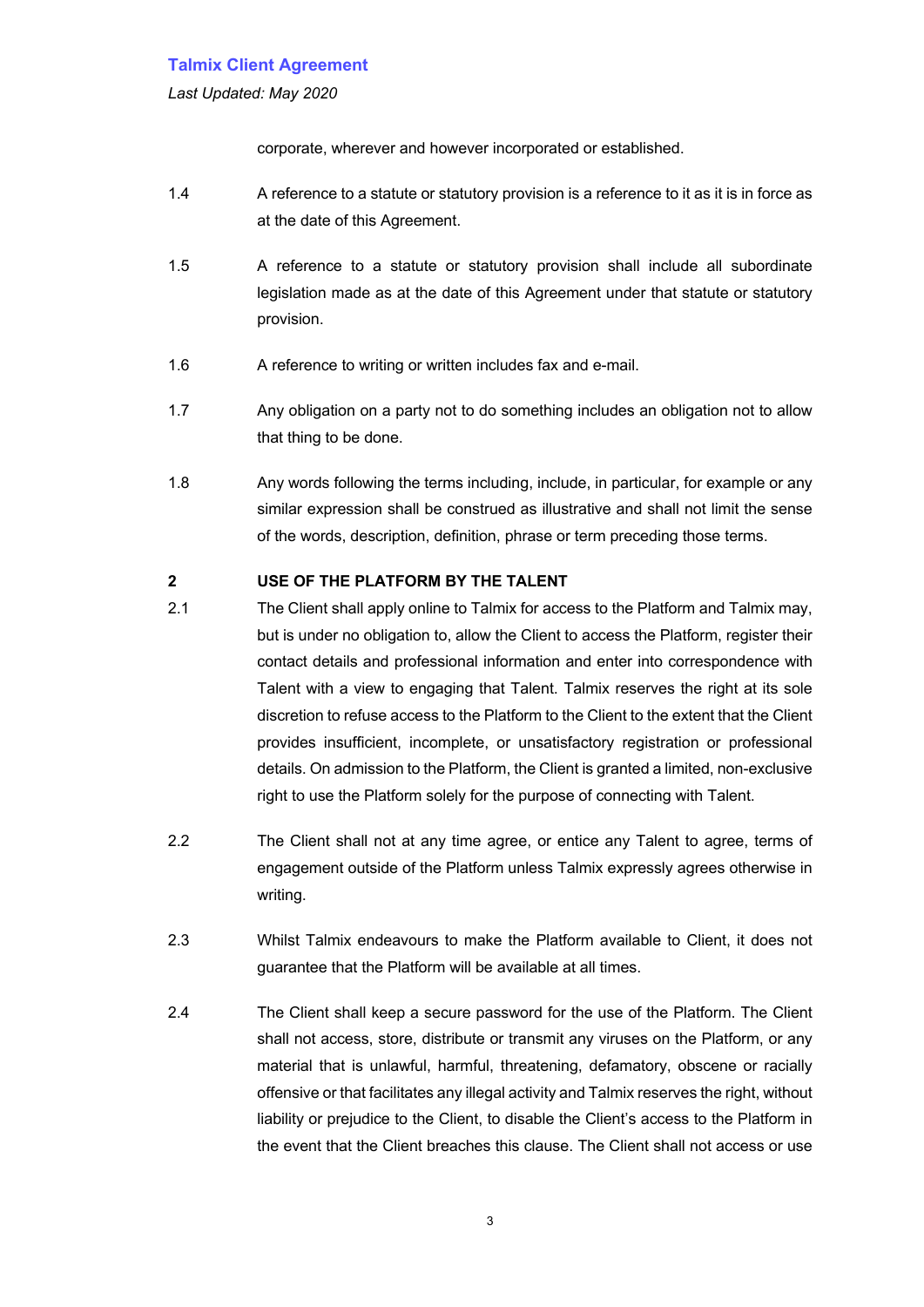corporate, wherever and however incorporated or established.

1.4 A reference to a statute or statutory provision is a reference to it as it is in force as at the date of this Agreement.

1.5 A reference to a statute or statutory provision shall include all subordinate legislation made as at the date of this Agreement under that statute or statutory provision.

1.6 A reference to writing or written includes fax and e-mail.

1.7 Any obligation on a party not to do something includes an obligation not to allow that thing to be done.

1.8 Any words following the terms including, include, in particular, for example or any similar expression shall be construed as illustrative and shall not limit the sense of the words, description, definition, phrase or term preceding those terms.

**2 USE OF THE PLATFORM BY THE TALENT**

2.1 The Client shall apply online to Talmix for access to the Platform and Talmix may, but is under no obligation to, allow the Client to access the Platform, register their contact details and professional information and enter into correspondence with Talent with a view to engaging that Talent. Talmix reserves the right at its sole discretion to refuse access to the Platform to the Client to the extent that the Client provides insufficient, incomplete, or unsatisfactory registration or professional details. On admission to the Platform, the Client is granted a limited, non-exclusive right to use the Platform solely for the purpose of connecting with Talent.

2.2 The Client shall not at any time agree, or entice any Talent to agree, terms of engagement outside of the Platform unless Talmix expressly agrees otherwise in writing.

2.3 Whilst Talmix endeavours to make the Platform available to Client, it does not guarantee that the Platform will be available at all times.

2.4 The Client shall keep a secure password for the use of the Platform. The Client shall not access, store, distribute or transmit any viruses on the Platform, or any material that is unlawful, harmful, threatening, defamatory, obscene or racially offensive or that facilitates any illegal activity and Talmix reserves the right, without liability or prejudice to the Client, to disable the Client's access to the Platform in the event that the Client breaches this clause. The Client shall not access or use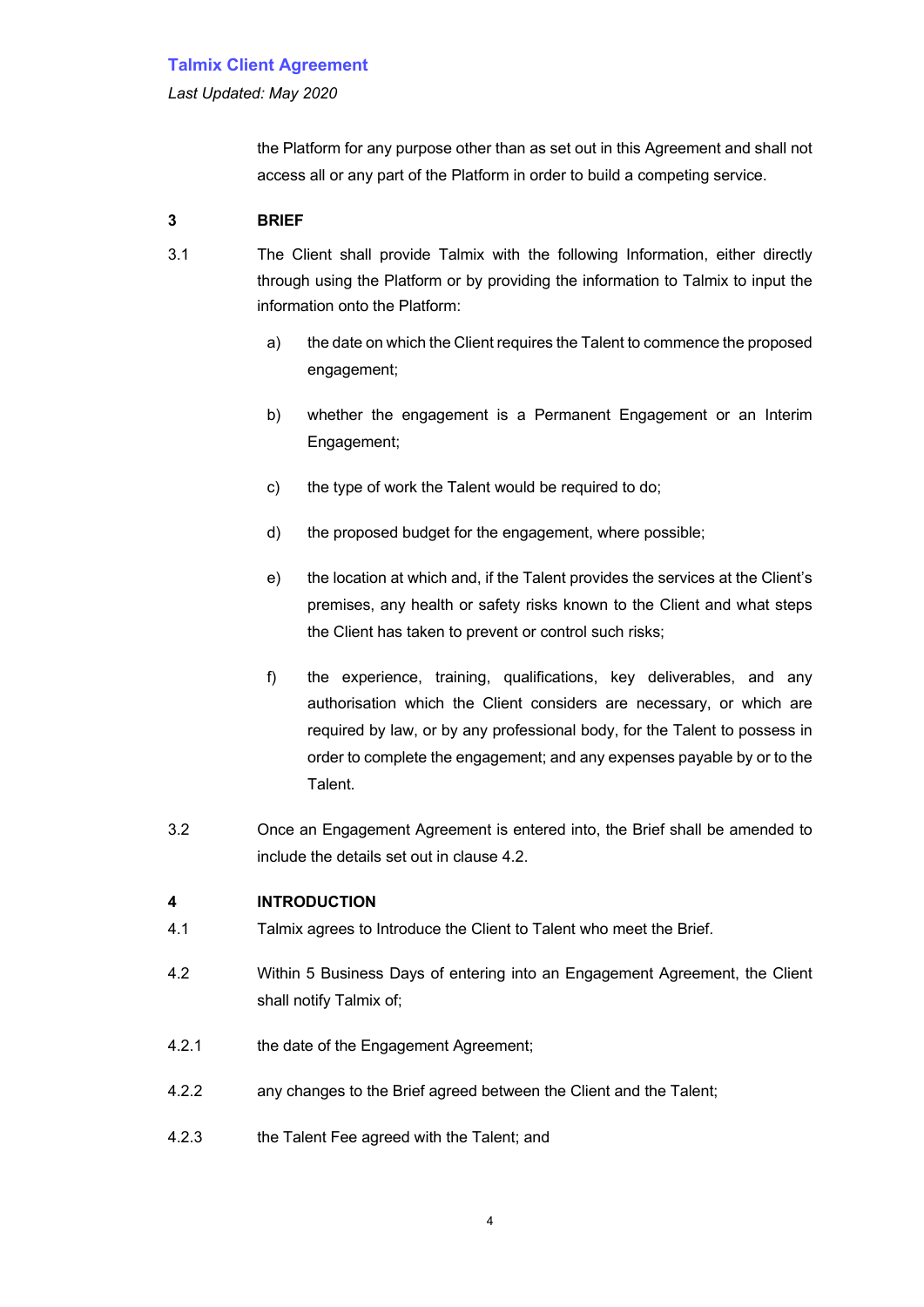the Platform for any purpose other than as set out in this Agreement and shall not access all or any part of the Platform in order to build a competing service.

## 3 BRIEF

3.1 The Client shall provide Talmix with the following Information, either directly through using the Platform or by providing the information to Talmix to input the information onto the Platform:

a) the date on which the Client requires the Talent to commence the proposed engagement;

b) whether the engagement is a Permanent Engagement or an Interim Engagement;

c) the type of work the Talent would be required to do;

d) the proposed budget for the engagement, where possible;

e) the location at which and, if the Talent provides the services at the Client's premises, any health or safety risks known to the Client and what steps the Client has taken to prevent or control such risks;

f) the experience, training, qualifications, key deliverables, and any authorisation which the Client considers are necessary, or which are required by law, or by any professional body, for the Talent to possess in order to complete the engagement; and any expenses payable by or to the Talent.

3.2 Once an Engagement Agreement is entered into, the Brief shall be amended to include the details set out in clause 4.2.

## 4 INTRODUCTION

4.1 Talmix agrees to Introduce the Client to Talent who meet the Brief.

4.2 Within 5 Business Days of entering into an Engagement Agreement, the Client shall notify Talmix of;

4.2.1 the date of the Engagement Agreement;

4.2.2 any changes to the Brief agreed between the Client and the Talent;

4.2.3 the Talent Fee agreed with the Talent; and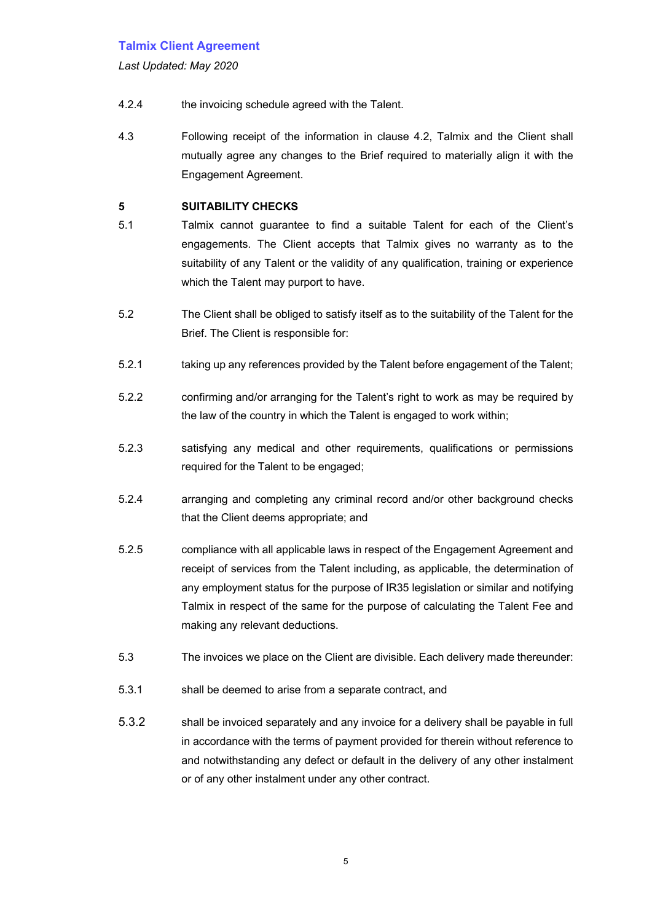4.2.4 the invoicing schedule agreed with the Talent.

4.3 Following receipt of the information in clause 4.2, Talmix and the Client shall mutually agree any changes to the Brief required to materially align it with the Engagement Agreement.

## 5 SUITABILITY CHECKS

5.1 Talmix cannot guarantee to find a suitable Talent for each of the Client's engagements. The Client accepts that Talmix gives no warranty as to the suitability of any Talent or the validity of any qualification, training or experience which the Talent may purport to have.

5.2 The Client shall be obliged to satisfy itself as to the suitability of the Talent for the Brief. The Client is responsible for:

5.2.1 taking up any references provided by the Talent before engagement of the Talent;

5.2.2 confirming and/or arranging for the Talent's right to work as may be required by the law of the country in which the Talent is engaged to work within;

5.2.3 satisfying any medical and other requirements, qualifications or permissions required for the Talent to be engaged;

5.2.4 arranging and completing any criminal record and/or other background checks that the Client deems appropriate; and

5.2.5 compliance with all applicable laws in respect of the Engagement Agreement and receipt of services from the Talent including, as applicable, the determination of any employment status for the purpose of IR35 legislation or similar and notifying Talmix in respect of the same for the purpose of calculating the Talent Fee and making any relevant deductions.

5.3 The invoices we place on the Client are divisible. Each delivery made thereunder:

5.3.1 shall be deemed to arise from a separate contract, and

5.3.2 shall be invoiced separately and any invoice for a delivery shall be payable in full in accordance with the terms of payment provided for therein without reference to and notwithstanding any defect or default in the delivery of any other instalment or of any other instalment under any other contract.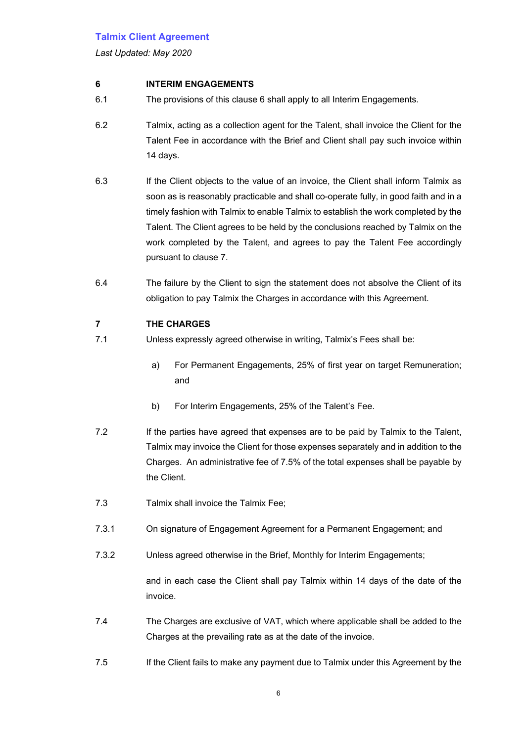## 6 INTERIM ENGAGEMENTS

6.1 The provisions of this clause 6 shall apply to all Interim Engagements.

6.2 Talmix, acting as a collection agent for the Talent, shall invoice the Client for the Talent Fee in accordance with the Brief and Client shall pay such invoice within 14 days.

6.3 If the Client objects to the value of an invoice, the Client shall inform Talmix as soon as is reasonably practicable and shall co-operate fully, in good faith and in a timely fashion with Talmix to enable Talmix to establish the work completed by the Talent. The Client agrees to be held by the conclusions reached by Talmix on the work completed by the Talent, and agrees to pay the Talent Fee accordingly pursuant to clause 7.

6.4 The failure by the Client to sign the statement does not absolve the Client of its obligation to pay Talmix the Charges in accordance with this Agreement.

## 7 THE CHARGES

7.1 Unless expressly agreed otherwise in writing, Talmix's Fees shall be:

a) For Permanent Engagements, 25% of first year on target Remuneration; and

b) For Interim Engagements, 25% of the Talent's Fee.

7.2 If the parties have agreed that expenses are to be paid by Talmix to the Talent, Talmix may invoice the Client for those expenses separately and in addition to the Charges. An administrative fee of 7.5% of the total expenses shall be payable by the Client.

7.3 Talmix shall invoice the Talmix Fee;

7.3.1 On signature of Engagement Agreement for a Permanent Engagement; and

7.3.2 Unless agreed otherwise in the Brief, Monthly for Interim Engagements;

and in each case the Client shall pay Talmix within 14 days of the date of the invoice.

7.4 The Charges are exclusive of VAT, which where applicable shall be added to the Charges at the prevailing rate as at the date of the invoice.

7.5 If the Client fails to make any payment due to Talmix under this Agreement by the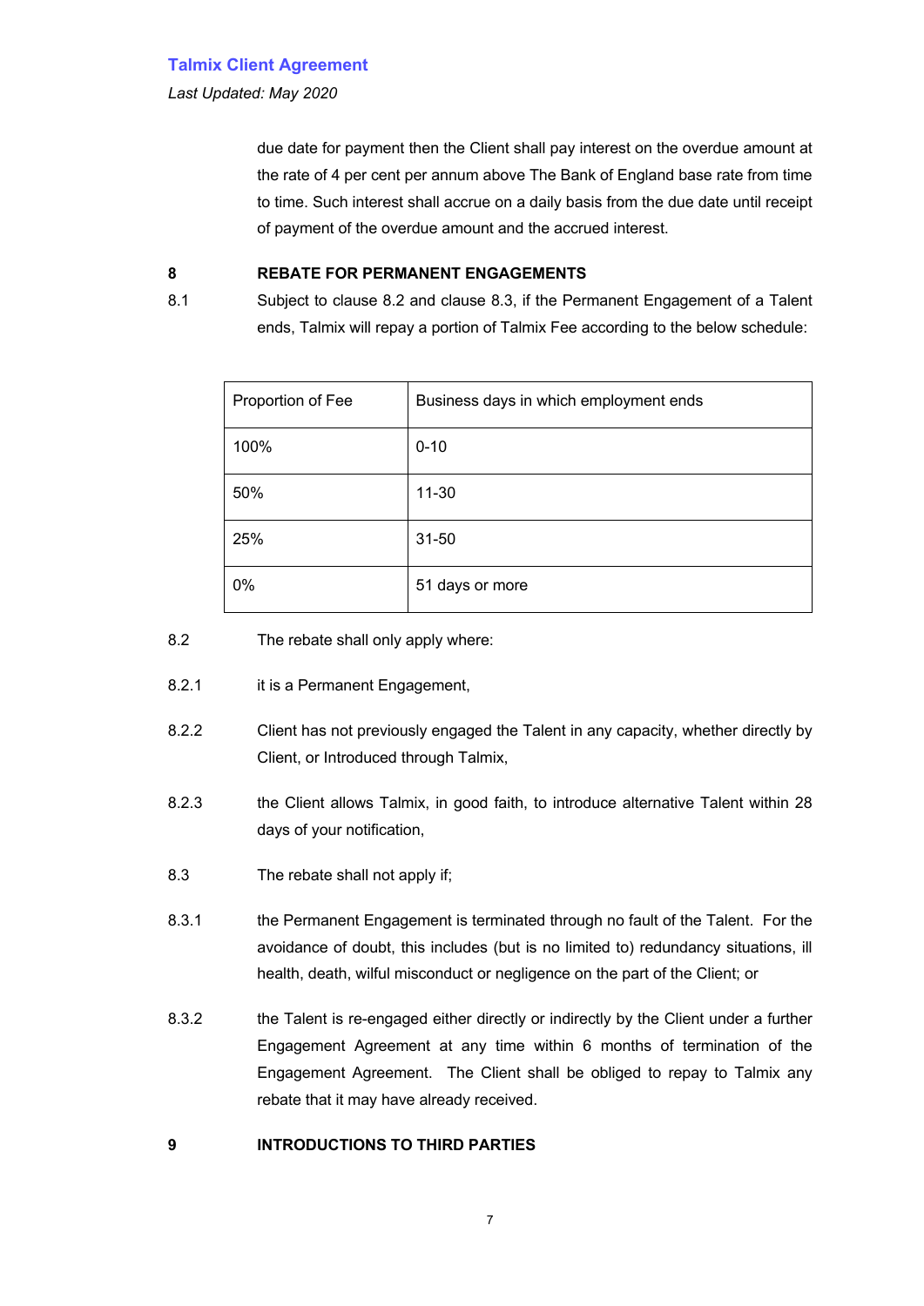due date for payment then the Client shall pay interest on the overdue amount at the rate of 4 per cent per annum above The Bank of England base rate from time to time. Such interest shall accrue on a daily basis from the due date until receipt of payment of the overdue amount and the accrued interest.

**8 REBATE FOR PERMANENT ENGAGEMENTS**

8.1 Subject to clause 8.2 and clause 8.3, if the Permanent Engagement of a Talent ends, Talmix will repay a portion of Talmix Fee according to the below schedule:

| Proportion of Fee | Business days in which employment ends |
|---|---|
| 100% | 0-10 |
| 50% | 11-30 |
| 25% | 31-50 |
| 0% | 51 days or more |

8.2 The rebate shall only apply where:

8.2.1 it is a Permanent Engagement,

8.2.2 Client has not previously engaged the Talent in any capacity, whether directly by Client, or Introduced through Talmix,

8.2.3 the Client allows Talmix, in good faith, to introduce alternative Talent within 28 days of your notification,

8.3 The rebate shall not apply if;

8.3.1 the Permanent Engagement is terminated through no fault of the Talent. For the avoidance of doubt, this includes (but is no limited to) redundancy situations, ill health, death, wilful misconduct or negligence on the part of the Client; or

8.3.2 the Talent is re-engaged either directly or indirectly by the Client under a further Engagement Agreement at any time within 6 months of termination of the Engagement Agreement. The Client shall be obliged to repay to Talmix any rebate that it may have already received.

**9 INTRODUCTIONS TO THIRD PARTIES**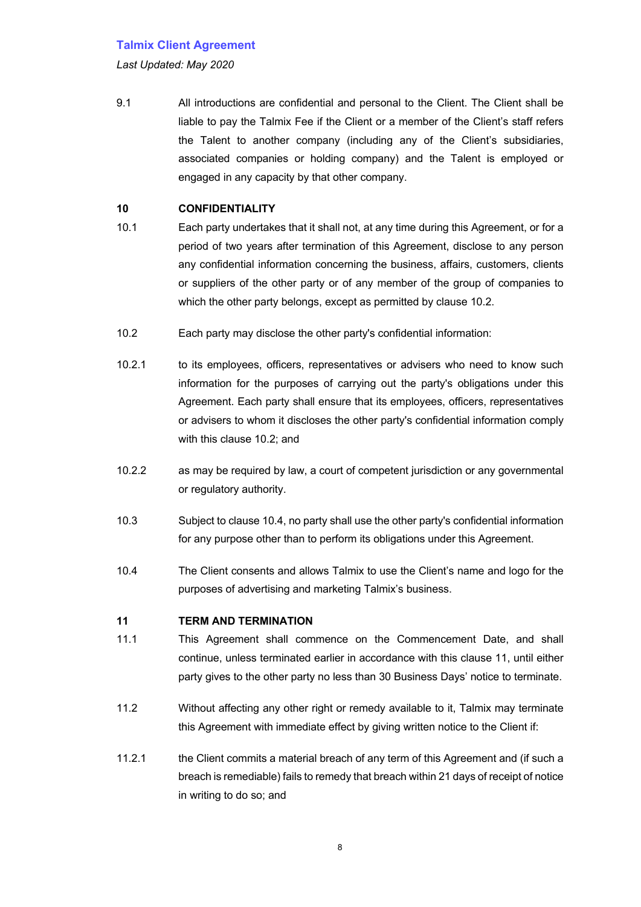9.1 All introductions are confidential and personal to the Client. The Client shall be liable to pay the Talmix Fee if the Client or a member of the Client's staff refers the Talent to another company (including any of the Client's subsidiaries, associated companies or holding company) and the Talent is employed or engaged in any capacity by that other company.

## 10 CONFIDENTIALITY

10.1 Each party undertakes that it shall not, at any time during this Agreement, or for a period of two years after termination of this Agreement, disclose to any person any confidential information concerning the business, affairs, customers, clients or suppliers of the other party or of any member of the group of companies to which the other party belongs, except as permitted by clause 10.2.

10.2 Each party may disclose the other party's confidential information:

10.2.1 to its employees, officers, representatives or advisers who need to know such information for the purposes of carrying out the party's obligations under this Agreement. Each party shall ensure that its employees, officers, representatives or advisers to whom it discloses the other party's confidential information comply with this clause 10.2; and

10.2.2 as may be required by law, a court of competent jurisdiction or any governmental or regulatory authority.

10.3 Subject to clause 10.4, no party shall use the other party's confidential information for any purpose other than to perform its obligations under this Agreement.

10.4 The Client consents and allows Talmix to use the Client's name and logo for the purposes of advertising and marketing Talmix's business.

## 11 TERM AND TERMINATION

11.1 This Agreement shall commence on the Commencement Date, and shall continue, unless terminated earlier in accordance with this clause 11, until either party gives to the other party no less than 30 Business Days' notice to terminate.

11.2 Without affecting any other right or remedy available to it, Talmix may terminate this Agreement with immediate effect by giving written notice to the Client if:

11.2.1 the Client commits a material breach of any term of this Agreement and (if such a breach is remediable) fails to remedy that breach within 21 days of receipt of notice in writing to do so; and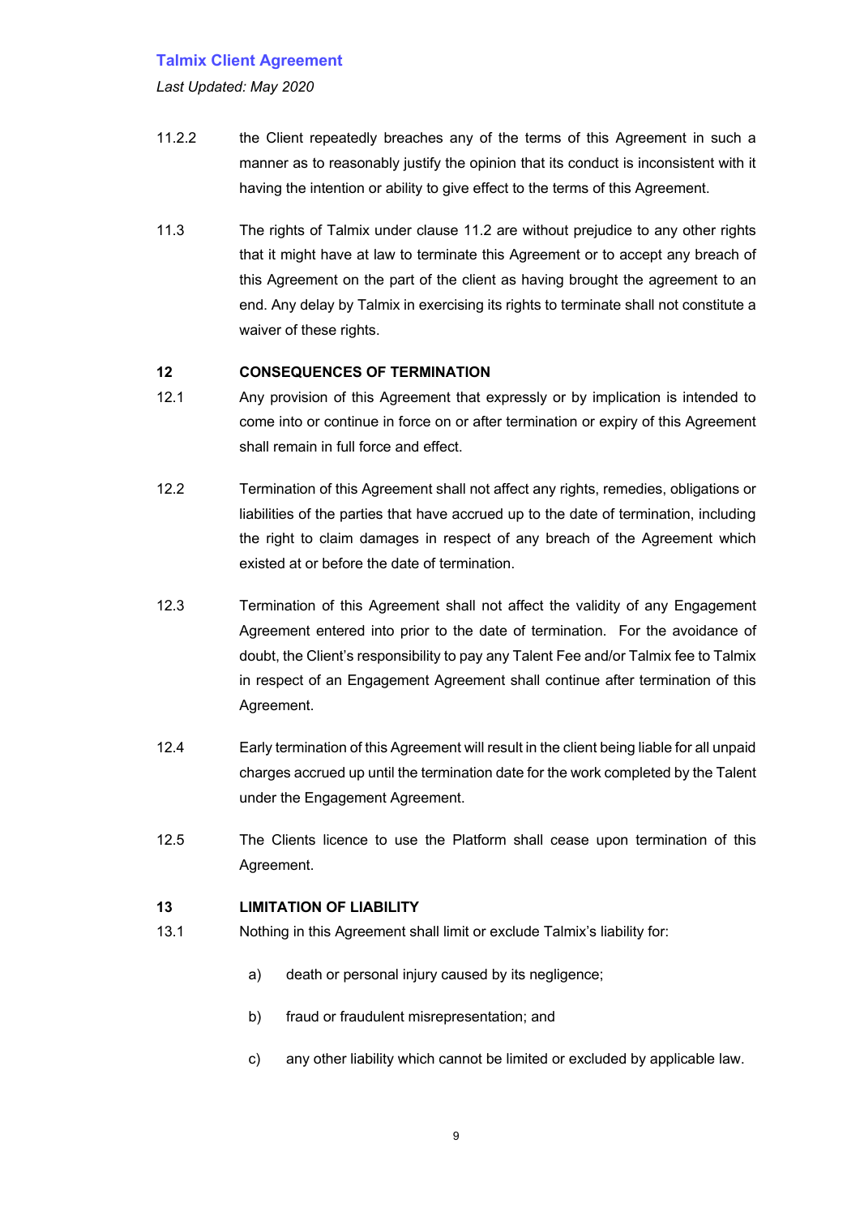11.2.2 the Client repeatedly breaches any of the terms of this Agreement in such a manner as to reasonably justify the opinion that its conduct is inconsistent with it having the intention or ability to give effect to the terms of this Agreement.

11.3 The rights of Talmix under clause 11.2 are without prejudice to any other rights that it might have at law to terminate this Agreement or to accept any breach of this Agreement on the part of the client as having brought the agreement to an end. Any delay by Talmix in exercising its rights to terminate shall not constitute a waiver of these rights.

## 12 CONSEQUENCES OF TERMINATION

12.1 Any provision of this Agreement that expressly or by implication is intended to come into or continue in force on or after termination or expiry of this Agreement shall remain in full force and effect.

12.2 Termination of this Agreement shall not affect any rights, remedies, obligations or liabilities of the parties that have accrued up to the date of termination, including the right to claim damages in respect of any breach of the Agreement which existed at or before the date of termination.

12.3 Termination of this Agreement shall not affect the validity of any Engagement Agreement entered into prior to the date of termination. For the avoidance of doubt, the Client's responsibility to pay any Talent Fee and/or Talmix fee to Talmix in respect of an Engagement Agreement shall continue after termination of this Agreement.

12.4 Early termination of this Agreement will result in the client being liable for all unpaid charges accrued up until the termination date for the work completed by the Talent under the Engagement Agreement.

12.5 The Clients licence to use the Platform shall cease upon termination of this Agreement.

## 13 LIMITATION OF LIABILITY

13.1 Nothing in this Agreement shall limit or exclude Talmix's liability for:

a) death or personal injury caused by its negligence;

b) fraud or fraudulent misrepresentation; and

c) any other liability which cannot be limited or excluded by applicable law.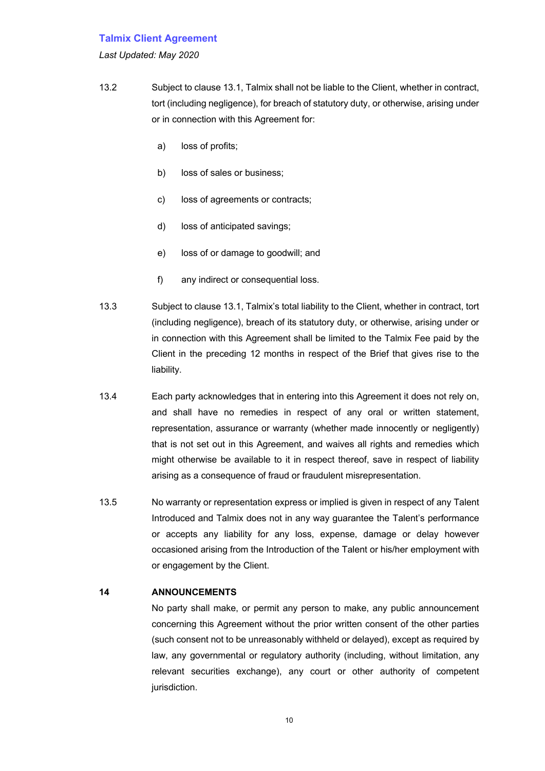13.2 Subject to clause 13.1, Talmix shall not be liable to the Client, whether in contract, tort (including negligence), for breach of statutory duty, or otherwise, arising under or in connection with this Agreement for:

a) loss of profits;

b) loss of sales or business;

c) loss of agreements or contracts;

d) loss of anticipated savings;

e) loss of or damage to goodwill; and

f) any indirect or consequential loss.

13.3 Subject to clause 13.1, Talmix's total liability to the Client, whether in contract, tort (including negligence), breach of its statutory duty, or otherwise, arising under or in connection with this Agreement shall be limited to the Talmix Fee paid by the Client in the preceding 12 months in respect of the Brief that gives rise to the liability.

13.4 Each party acknowledges that in entering into this Agreement it does not rely on, and shall have no remedies in respect of any oral or written statement, representation, assurance or warranty (whether made innocently or negligently) that is not set out in this Agreement, and waives all rights and remedies which might otherwise be available to it in respect thereof, save in respect of liability arising as a consequence of fraud or fraudulent misrepresentation.

13.5 No warranty or representation express or implied is given in respect of any Talent Introduced and Talmix does not in any way guarantee the Talent's performance or accepts any liability for any loss, expense, damage or delay however occasioned arising from the Introduction of the Talent or his/her employment with or engagement by the Client.

## 14 ANNOUNCEMENTS

No party shall make, or permit any person to make, any public announcement concerning this Agreement without the prior written consent of the other parties (such consent not to be unreasonably withheld or delayed), except as required by law, any governmental or regulatory authority (including, without limitation, any relevant securities exchange), any court or other authority of competent jurisdiction.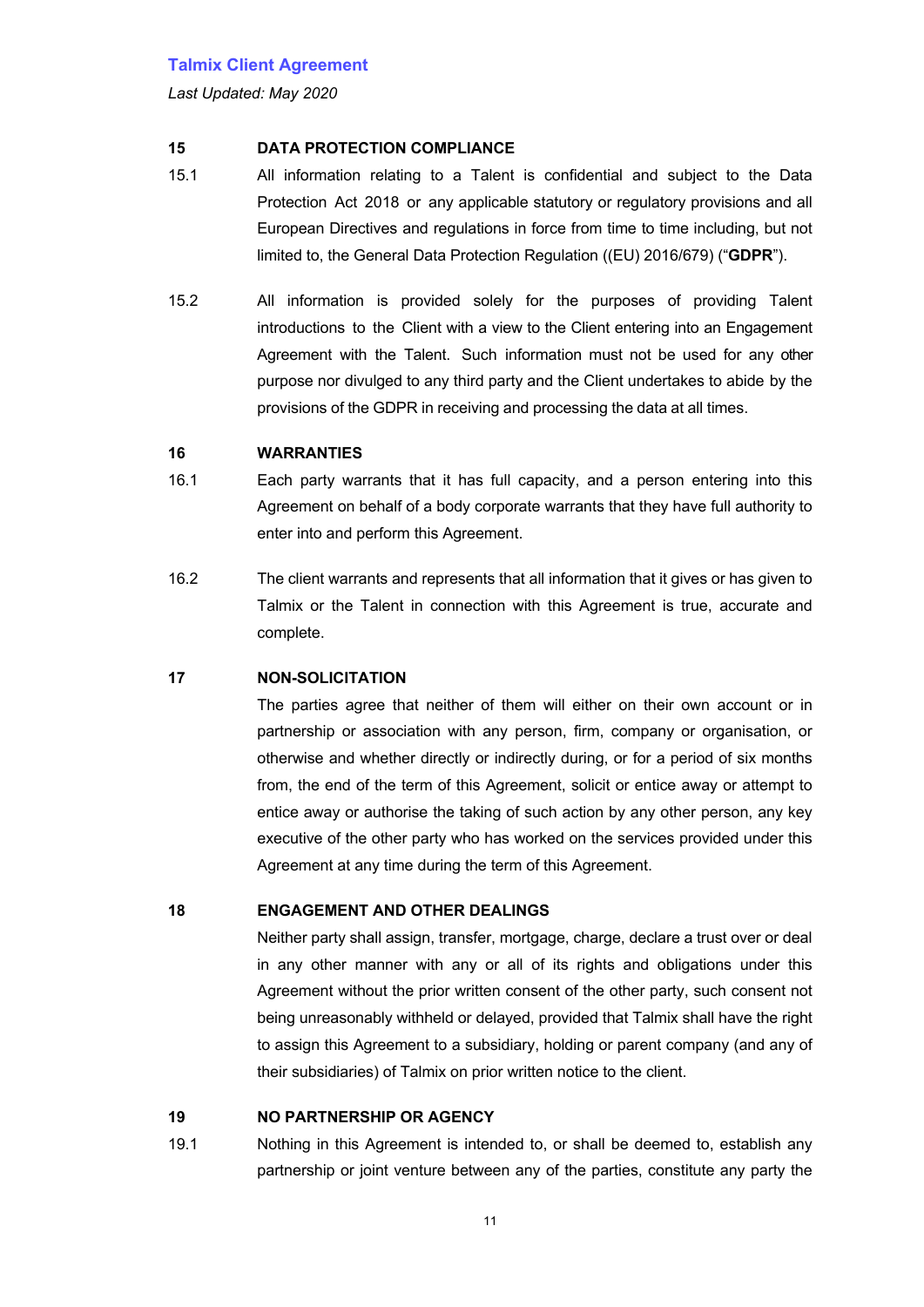## 15 DATA PROTECTION COMPLIANCE

15.1 All information relating to a Talent is confidential and subject to the Data Protection Act 2018 or any applicable statutory or regulatory provisions and all European Directives and regulations in force from time to time including, but not limited to, the General Data Protection Regulation ((EU) 2016/679) ("**GDPR**").

15.2 All information is provided solely for the purposes of providing Talent introductions to the Client with a view to the Client entering into an Engagement Agreement with the Talent. Such information must not be used for any other purpose nor divulged to any third party and the Client undertakes to abide by the provisions of the GDPR in receiving and processing the data at all times.

## 16 WARRANTIES

16.1 Each party warrants that it has full capacity, and a person entering into this Agreement on behalf of a body corporate warrants that they have full authority to enter into and perform this Agreement.

16.2 The client warrants and represents that all information that it gives or has given to Talmix or the Talent in connection with this Agreement is true, accurate and complete.

## 17 NON-SOLICITATION

The parties agree that neither of them will either on their own account or in partnership or association with any person, firm, company or organisation, or otherwise and whether directly or indirectly during, or for a period of six months from, the end of the term of this Agreement, solicit or entice away or attempt to entice away or authorise the taking of such action by any other person, any key executive of the other party who has worked on the services provided under this Agreement at any time during the term of this Agreement.

## 18 ENGAGEMENT AND OTHER DEALINGS

Neither party shall assign, transfer, mortgage, charge, declare a trust over or deal in any other manner with any or all of its rights and obligations under this Agreement without the prior written consent of the other party, such consent not being unreasonably withheld or delayed, provided that Talmix shall have the right to assign this Agreement to a subsidiary, holding or parent company (and any of their subsidiaries) of Talmix on prior written notice to the client.

## 19 NO PARTNERSHIP OR AGENCY

19.1 Nothing in this Agreement is intended to, or shall be deemed to, establish any partnership or joint venture between any of the parties, constitute any party the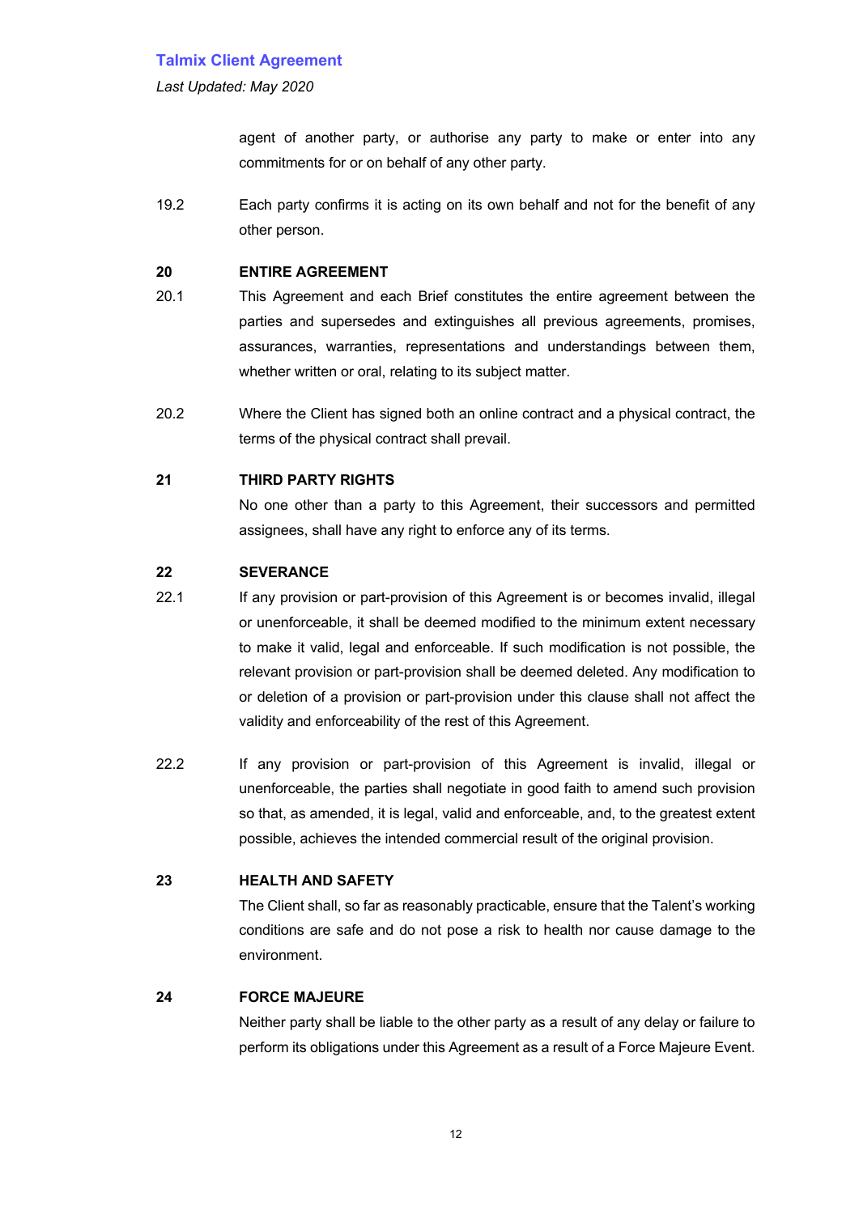agent of another party, or authorise any party to make or enter into any commitments for or on behalf of any other party.

19.2 Each party confirms it is acting on its own behalf and not for the benefit of any other person.

**20 ENTIRE AGREEMENT**

20.1 This Agreement and each Brief constitutes the entire agreement between the parties and supersedes and extinguishes all previous agreements, promises, assurances, warranties, representations and understandings between them, whether written or oral, relating to its subject matter.

20.2 Where the Client has signed both an online contract and a physical contract, the terms of the physical contract shall prevail.

**21 THIRD PARTY RIGHTS**

No one other than a party to this Agreement, their successors and permitted assignees, shall have any right to enforce any of its terms.

**22 SEVERANCE**

22.1 If any provision or part-provision of this Agreement is or becomes invalid, illegal or unenforceable, it shall be deemed modified to the minimum extent necessary to make it valid, legal and enforceable. If such modification is not possible, the relevant provision or part-provision shall be deemed deleted. Any modification to or deletion of a provision or part-provision under this clause shall not affect the validity and enforceability of the rest of this Agreement.

22.2 If any provision or part-provision of this Agreement is invalid, illegal or unenforceable, the parties shall negotiate in good faith to amend such provision so that, as amended, it is legal, valid and enforceable, and, to the greatest extent possible, achieves the intended commercial result of the original provision.

**23 HEALTH AND SAFETY**

The Client shall, so far as reasonably practicable, ensure that the Talent's working conditions are safe and do not pose a risk to health nor cause damage to the environment.

**24 FORCE MAJEURE**

Neither party shall be liable to the other party as a result of any delay or failure to perform its obligations under this Agreement as a result of a Force Majeure Event.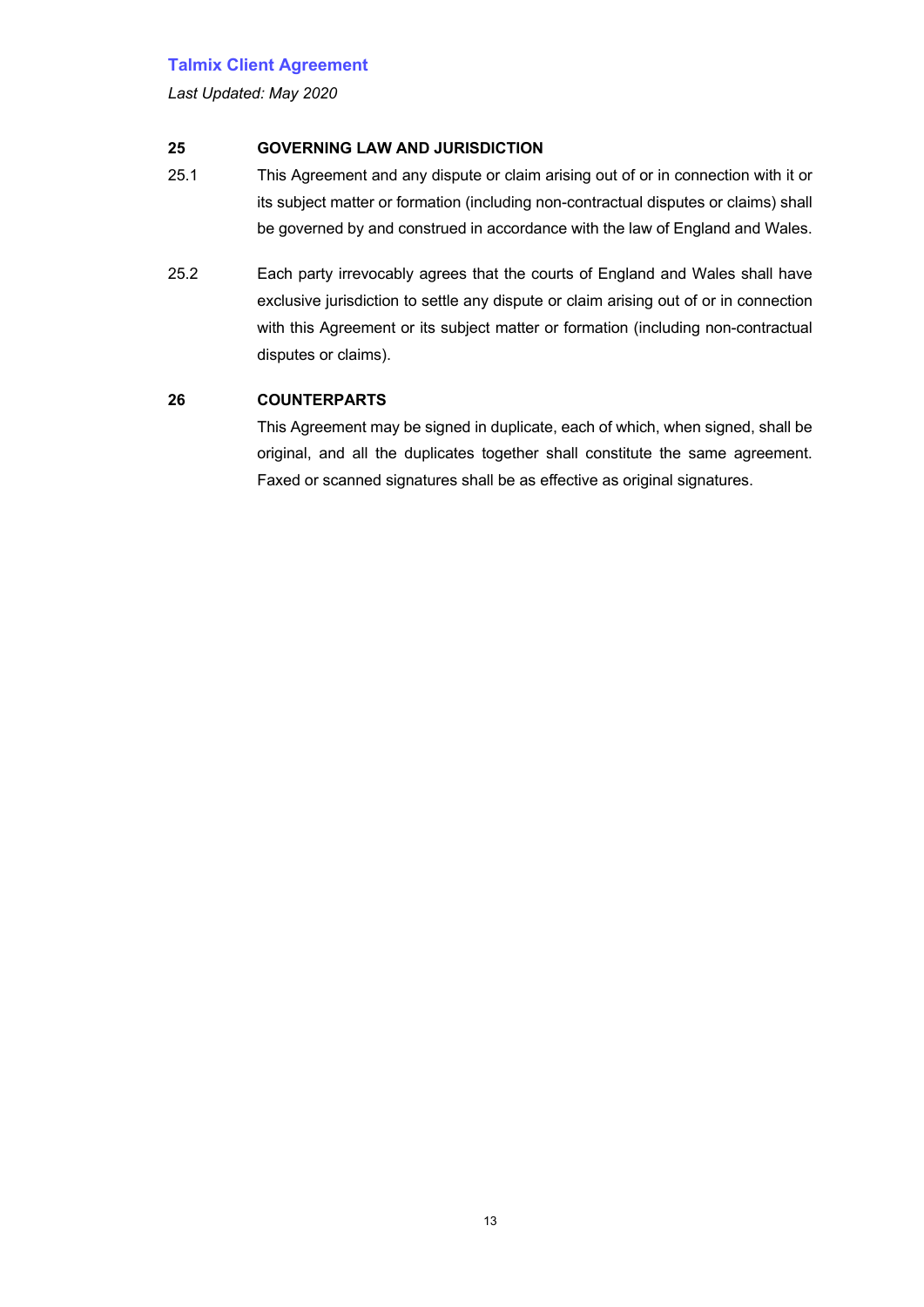## 25 GOVERNING LAW AND JURISDICTION

25.1 This Agreement and any dispute or claim arising out of or in connection with it or its subject matter or formation (including non-contractual disputes or claims) shall be governed by and construed in accordance with the law of England and Wales.

25.2 Each party irrevocably agrees that the courts of England and Wales shall have exclusive jurisdiction to settle any dispute or claim arising out of or in connection with this Agreement or its subject matter or formation (including non-contractual disputes or claims).

## 26 COUNTERPARTS

This Agreement may be signed in duplicate, each of which, when signed, shall be original, and all the duplicates together shall constitute the same agreement. Faxed or scanned signatures shall be as effective as original signatures.